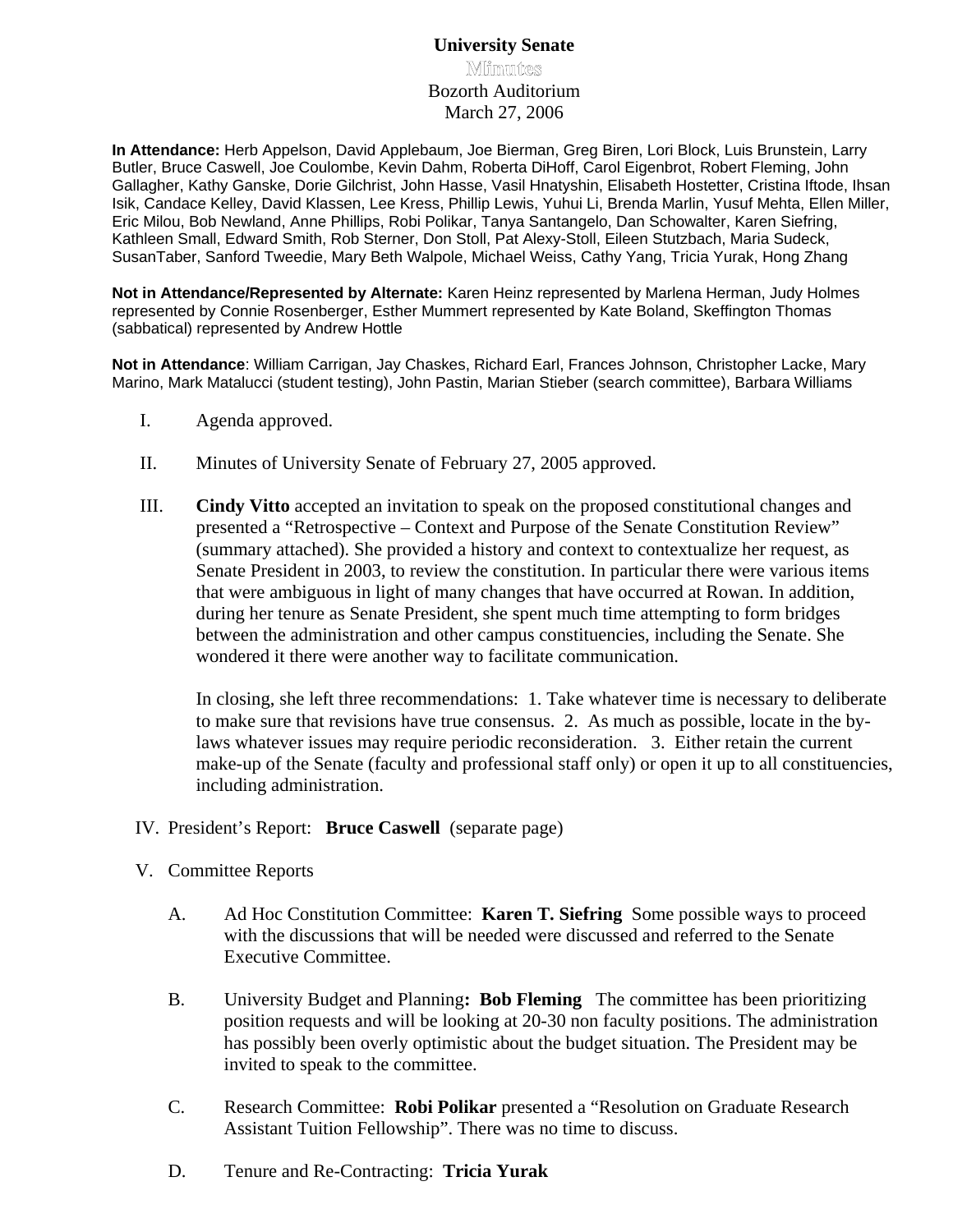# University Senate

**Minutes**

Bozorth Auditorium
March 27, 2006

**In Attendance:** Herb Appelson, David Applebaum, Joe Bierman, Greg Biren, Lori Block, Luis Brunstein, Larry Butler, Bruce Caswell, Joe Coulombe, Kevin Dahm, Roberta DiHoff, Carol Eigenbrot, Robert Fleming, John Gallagher, Kathy Ganske, Dorie Gilchrist, John Hasse, Vasil Hnatyshin, Elisabeth Hostetter, Cristina Iftode, Ihsan Isik, Candace Kelley, David Klassen, Lee Kress, Phillip Lewis, Yuhui Li, Brenda Marlin, Yusuf Mehta, Ellen Miller, Eric Milou, Bob Newland, Anne Phillips, Robi Polikar, Tanya Santangelo, Dan Schowalter, Karen Siefring, Kathleen Small, Edward Smith, Rob Sterner, Don Stoll, Pat Alexy-Stoll, Eileen Stutzbach, Maria Sudeck, SusanTaber, Sanford Tweedie, Mary Beth Walpole, Michael Weiss, Cathy Yang, Tricia Yurak, Hong Zhang

**Not in Attendance/Represented by Alternate:** Karen Heinz represented by Marlena Herman, Judy Holmes represented by Connie Rosenberger, Esther Mummert represented by Kate Boland, Skeffington Thomas (sabbatical) represented by Andrew Hottle

**Not in Attendance**: William Carrigan, Jay Chaskes, Richard Earl, Frances Johnson, Christopher Lacke, Mary Marino, Mark Matalucci (student testing), John Pastin, Marian Stieber (search committee), Barbara Williams

I. Agenda approved.

II. Minutes of University Senate of February 27, 2005 approved.

III. **Cindy Vitto** accepted an invitation to speak on the proposed constitutional changes and presented a "Retrospective – Context and Purpose of the Senate Constitution Review" (summary attached). She provided a history and context to contextualize her request, as Senate President in 2003, to review the constitution. In particular there were various items that were ambiguous in light of many changes that have occurred at Rowan. In addition, during her tenure as Senate President, she spent much time attempting to form bridges between the administration and other campus constituencies, including the Senate. She wondered it there were another way to facilitate communication.

   In closing, she left three recommendations: 1. Take whatever time is necessary to deliberate to make sure that revisions have true consensus. 2. As much as possible, locate in the by-laws whatever issues may require periodic reconsideration. 3. Either retain the current make-up of the Senate (faculty and professional staff only) or open it up to all constituencies, including administration.

IV. President's Report: **Bruce Caswell** (separate page)

V. Committee Reports

   A. Ad Hoc Constitution Committee: **Karen T. Siefring** Some possible ways to proceed with the discussions that will be needed were discussed and referred to the Senate Executive Committee.

   B. University Budget and Planning**: Bob Fleming** The committee has been prioritizing position requests and will be looking at 20-30 non faculty positions. The administration has possibly been overly optimistic about the budget situation. The President may be invited to speak to the committee.

   C. Research Committee: **Robi Polikar** presented a "Resolution on Graduate Research Assistant Tuition Fellowship". There was no time to discuss.

   D. Tenure and Re-Contracting: **Tricia Yurak**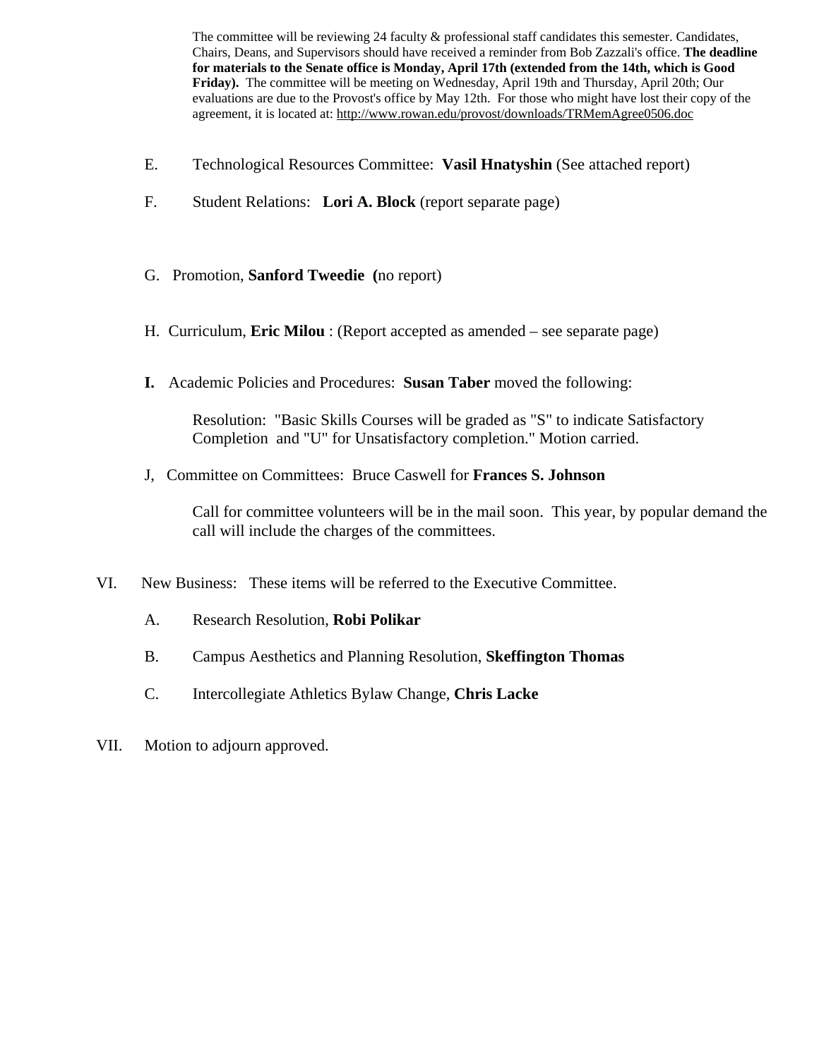The committee will be reviewing 24 faculty & professional staff candidates this semester. Candidates, Chairs, Deans, and Supervisors should have received a reminder from Bob Zazzali's office. **The deadline for materials to the Senate office is Monday, April 17th (extended from the 14th, which is Good Friday).** The committee will be meeting on Wednesday, April 19th and Thursday, April 20th; Our evaluations are due to the Provost's office by May 12th. For those who might have lost their copy of the agreement, it is located at: http://www.rowan.edu/provost/downloads/TRMemAgree0506.doc

E. Technological Resources Committee: **Vasil Hnatyshin** (See attached report)

F. Student Relations: **Lori A. Block** (report separate page)

G. Promotion, **Sanford Tweedie (**no report)

H. Curriculum, **Eric Milou** : (Report accepted as amended – see separate page)

**I.** Academic Policies and Procedures: **Susan Taber** moved the following:

Resolution: "Basic Skills Courses will be graded as "S" to indicate Satisfactory Completion and "U" for Unsatisfactory completion." Motion carried.

J, Committee on Committees: Bruce Caswell for **Frances S. Johnson**

Call for committee volunteers will be in the mail soon. This year, by popular demand the call will include the charges of the committees.

VI. New Business: These items will be referred to the Executive Committee.

A. Research Resolution, **Robi Polikar**

B. Campus Aesthetics and Planning Resolution, **Skeffington Thomas**

C. Intercollegiate Athletics Bylaw Change, **Chris Lacke**

VII. Motion to adjourn approved.